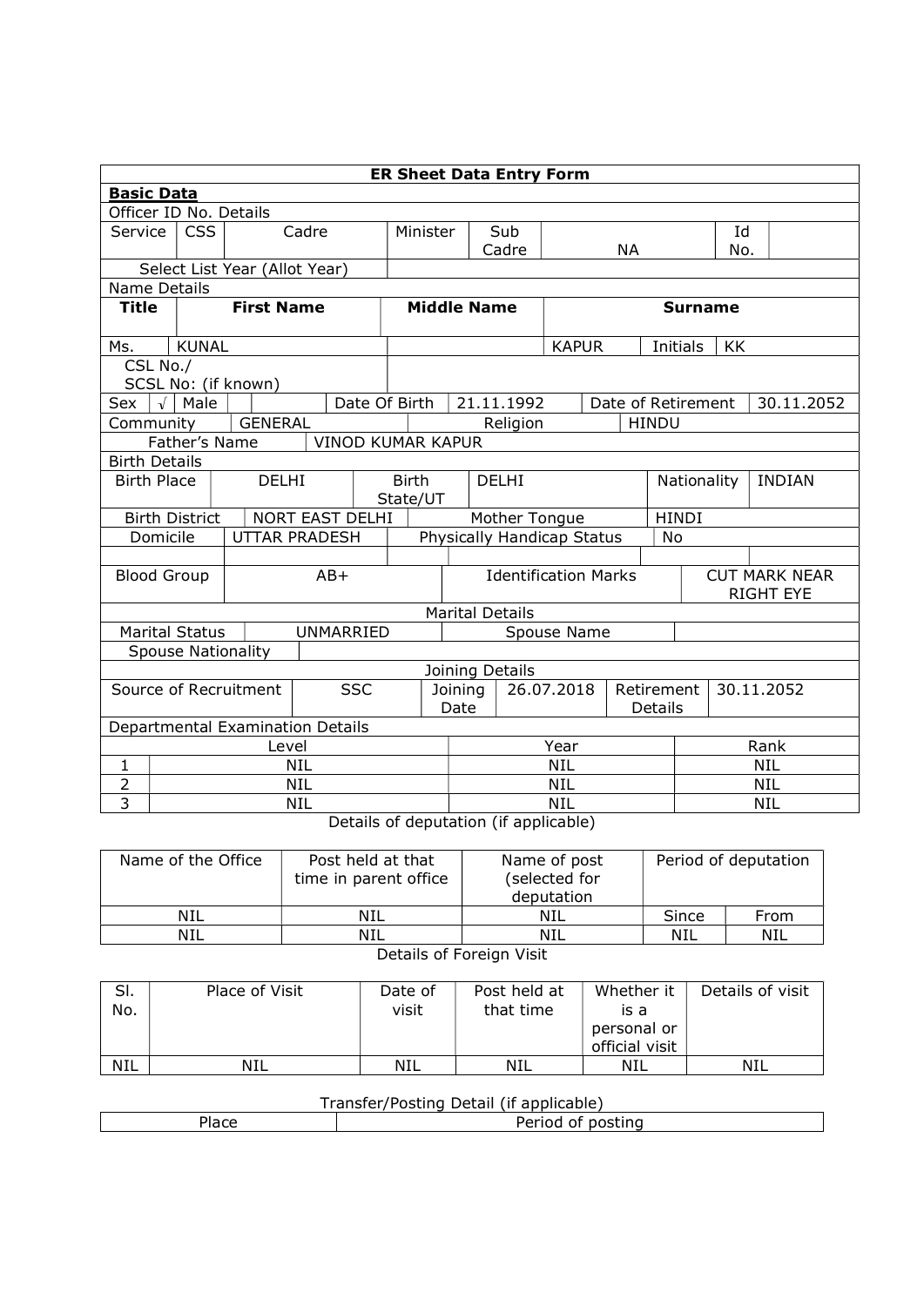# ER Sheet Data Entry Form

**Basic Data**

Officer ID No. Details

| Service | CSS | Cadre | Minister | Sub Cadre | NA | Id No. | |
|---|---|---|---|---|---|---|---|

| Select List Year (Allot Year) | |
|---|---|

Name Details

| Title | First Name | Middle Name | Surname | | |
|---|---|---|---|---|---|
| Ms. | KUNAL | | KAPUR | Initials | KK |

| CSL No./ SCSL No: (if known) | |
|---|---|

| Sex | √ | Male | | | Date Of Birth | 21.11.1992 | Date of Retirement | 30.11.2052 |
|---|---|---|---|---|---|---|---|---|

| Community | GENERAL | Religion | HINDU |
|---|---|---|---|

| Father's Name | VINOD KUMAR KAPUR |
|---|---|

Birth Details

| Birth Place | DELHI | Birth State/UT | DELHI | Nationality | INDIAN |
|---|---|---|---|---|---|
| Birth District | NORT EAST DELHI | Mother Tongue | HINDI | | |
| Domicile | UTTAR PRADESH | Physically Handicap Status | No | | |

| Blood Group | AB+ | Identification Marks | CUT MARK NEAR RIGHT EYE |
|---|---|---|---|

Marital Details

| Marital Status | UNMARRIED | Spouse Name | |
|---|---|---|---|
| Spouse Nationality | | | |

Joining Details

| Source of Recruitment | SSC | Joining Date | 26.07.2018 | Retirement Details | 30.11.2052 |
|---|---|---|---|---|---|

Departmental Examination Details

| | Level | Year | Rank |
|---|---|---|---|
| 1 | NIL | NIL | NIL |
| 2 | NIL | NIL | NIL |
| 3 | NIL | NIL | NIL |

Details of deputation (if applicable)

| Name of the Office | Post held at that time in parent office | Name of post (selected for deputation | Period of deputation | |
|---|---|---|---|---|
| NIL | NIL | NIL | Since | From |
| NIL | NIL | NIL | NIL | NIL |

Details of Foreign Visit

| Sl. No. | Place of Visit | Date of visit | Post held at that time | Whether it is a personal or official visit | Details of visit |
|---|---|---|---|---|---|
| NIL | NIL | NIL | NIL | NIL | NIL |

Transfer/Posting Detail (if applicable)

| Place | Period of posting |
|---|---|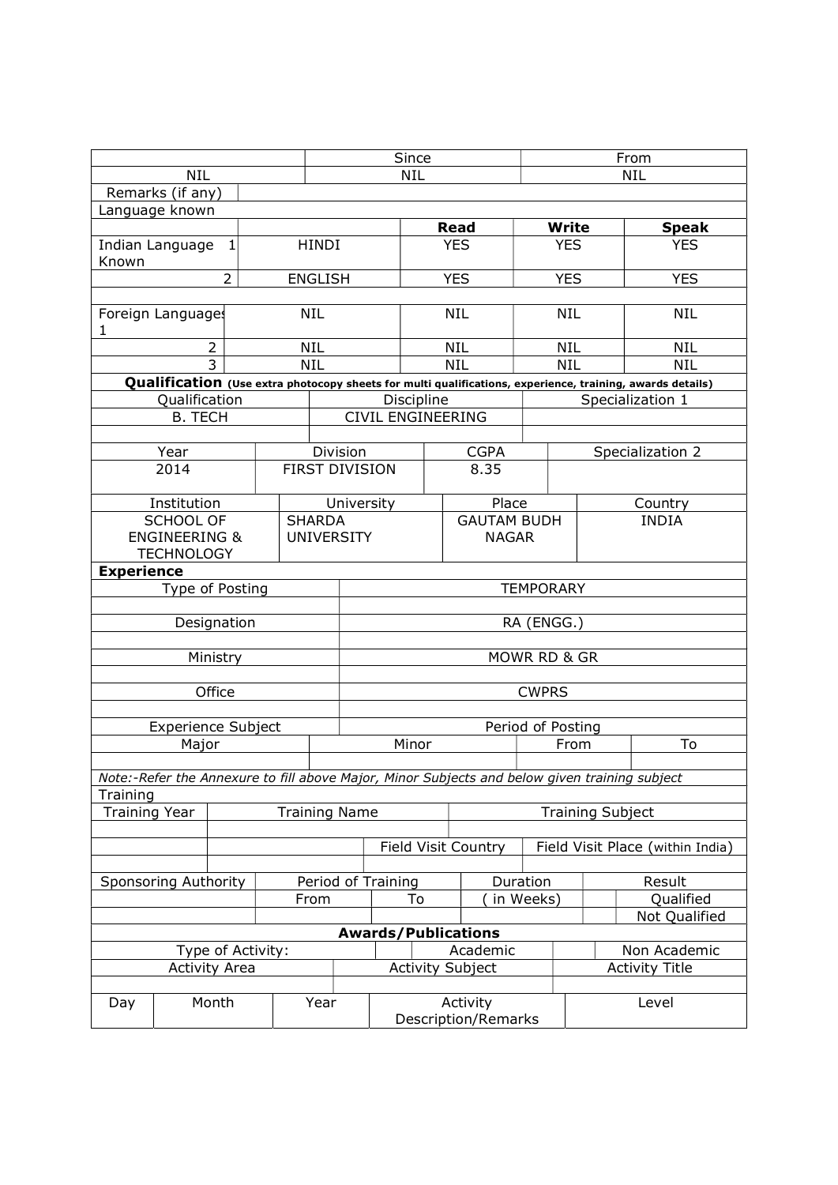| | Since | From |
|---|---|---|
| NIL | NIL | NIL |

| Remarks (if any) | |
|---|---|

Language known

| | | Read | Write | Speak |
|---|---|---|---|---|
| Indian Language Known 1 | HINDI | YES | YES | YES |
| 2 | ENGLISH | YES | YES | YES |
| | | | | |
| Foreign Languages 1 | NIL | NIL | NIL | NIL |
| 2 | NIL | NIL | NIL | NIL |
| 3 | NIL | NIL | NIL | NIL |

**Qualification** ***(Use extra photocopy sheets for multi qualifications, experience, training, awards details)***

| Qualification | Discipline | Specialization 1 |
|---|---|---|
| B. TECH | CIVIL ENGINEERING | |
| | | |

| Year | Division | CGPA | Specialization 2 |
|---|---|---|---|
| 2014 | FIRST DIVISION | 8.35 | |

| Institution | University | Place | Country |
|---|---|---|---|
| SCHOOL OF ENGINEERING & TECHNOLOGY | SHARDA UNIVERSITY | GAUTAM BUDH NAGAR | INDIA |

**Experience**

| Type of Posting | TEMPORARY |
|---|---|
| | |
| Designation | RA (ENGG.) |
| | |
| Ministry | MOWR RD & GR |
| | |
| Office | CWPRS |
| | |

| Experience Subject | | Period of Posting | |
|---|---|---|---|
| Major | Minor | From | To |
| | | | |

*Note:-Refer the Annexure to fill above Major, Minor Subjects and below given training subject*

Training

| Training Year | Training Name | | Training Subject |
|---|---|---|---|
| | | | |
| | | Field Visit Country | Field Visit Place (within India) |
| | | | |

| Sponsoring Authority | Period of Training | | Duration | Result | |
|---|---|---|---|---|---|
| | From | To | ( in Weeks) | | Qualified |
| | | | | | Not Qualified |

**Awards/Publications**

| Type of Activity: | | Academic | | Non Academic |
|---|---|---|---|---|

| Activity Area | Activity Subject | Activity Title |
|---|---|---|
| | | |

| Day | Month | Year | Activity Description/Remarks | Level |
|---|---|---|---|---|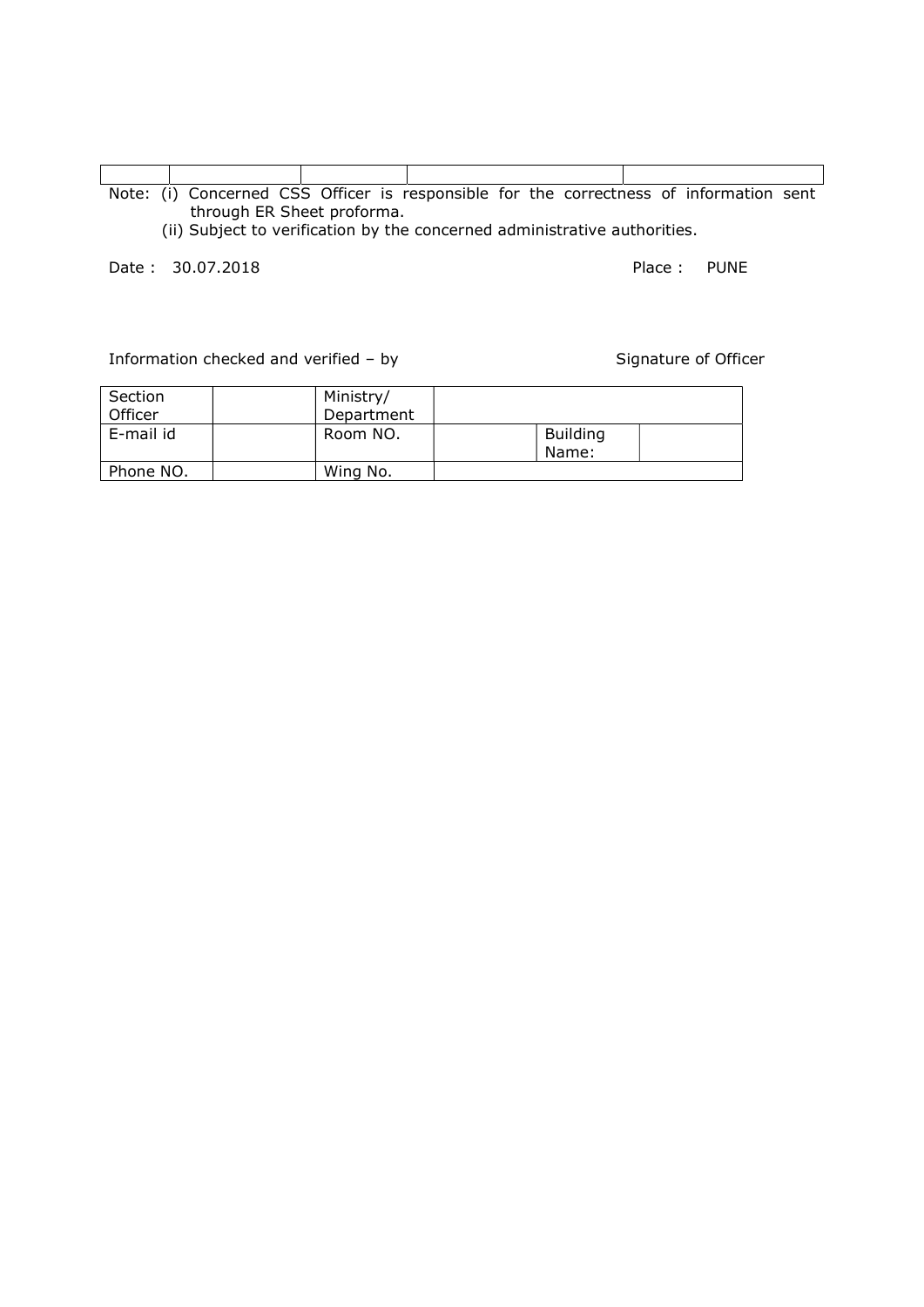| | | | | |
|---|---|---|---|---|
| | | | | |

Note: (i) Concerned CSS Officer is responsible for the correctness of information sent through ER Sheet proforma.
(ii) Subject to verification by the concerned administrative authorities.

Date : 30.07.2018 Place : PUNE

Information checked and verified – by Signature of Officer

| | | | | | |
|---|---|---|---|---|---|
| Section Officer | | Ministry/ Department | | | |
| E-mail id | | Room NO. | | Building Name: | |
| Phone NO. | | Wing No. | | | |